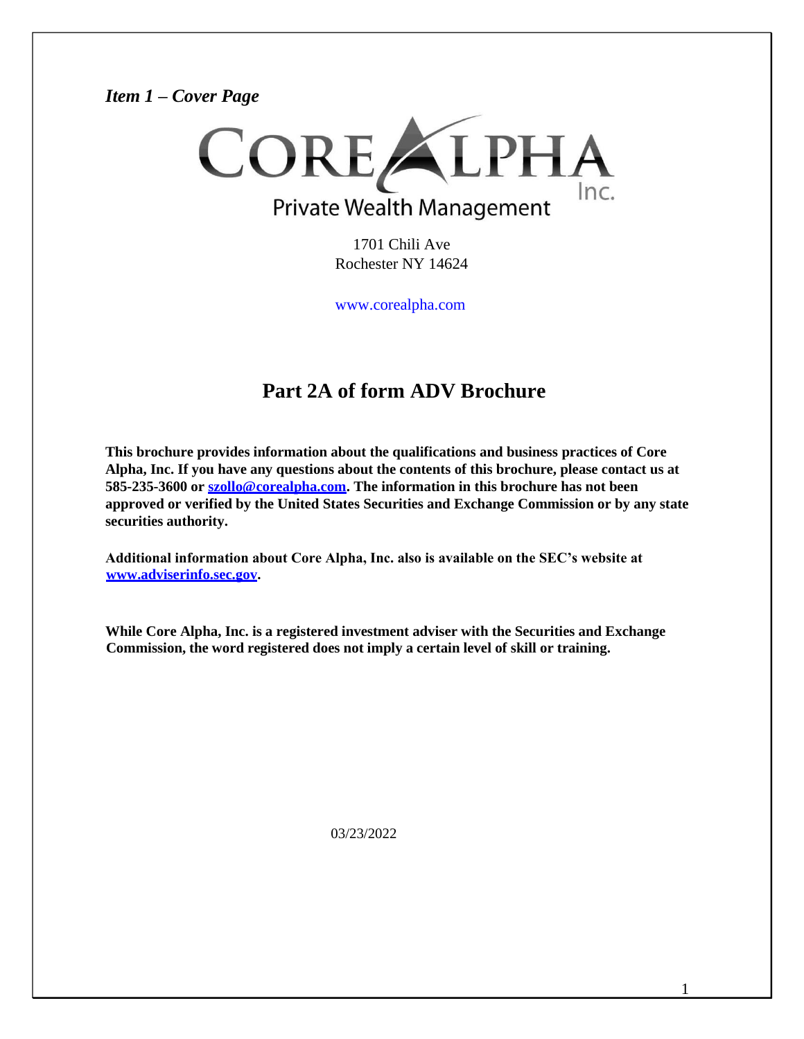*Item 1 – Cover Page*

CORE ALPHA Inc.

Private Wealth Management

1701 Chili Ave
Rochester NY 14624

www.corealpha.com

# Part 2A of form ADV Brochure

**This brochure provides information about the qualifications and business practices of Core Alpha, Inc. If you have any questions about the contents of this brochure, please contact us at 585-235-3600 or szollo@corealpha.com. The information in this brochure has not been approved or verified by the United States Securities and Exchange Commission or by any state securities authority.**

**Additional information about Core Alpha, Inc. also is available on the SEC's website at www.adviserinfo.sec.gov.**

**While Core Alpha, Inc. is a registered investment adviser with the Securities and Exchange Commission, the word registered does not imply a certain level of skill or training.**

03/23/2022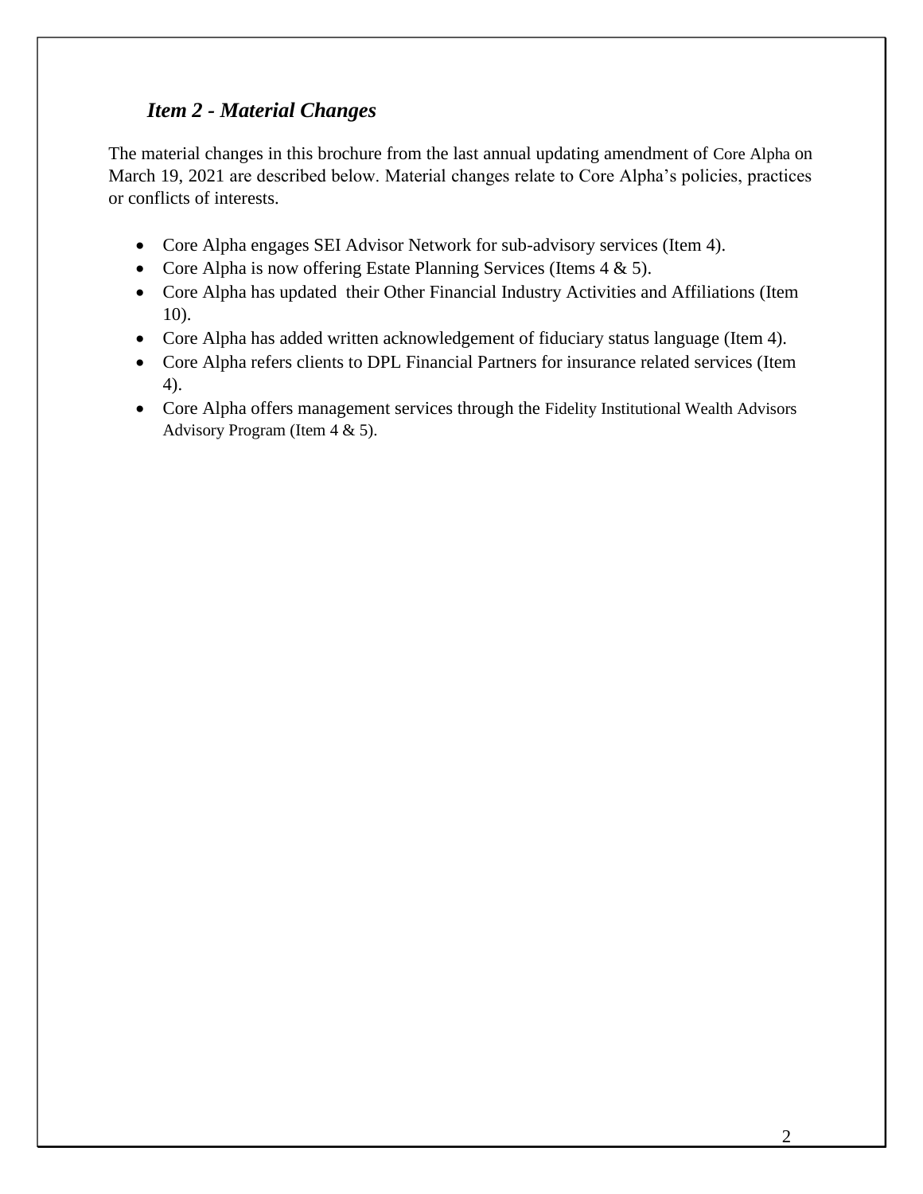## *Item 2 - Material Changes*

The material changes in this brochure from the last annual updating amendment of Core Alpha on March 19, 2021 are described below. Material changes relate to Core Alpha's policies, practices or conflicts of interests.

- Core Alpha engages SEI Advisor Network for sub-advisory services (Item 4).
- Core Alpha is now offering Estate Planning Services (Items 4 & 5).
- Core Alpha has updated their Other Financial Industry Activities and Affiliations (Item 10).
- Core Alpha has added written acknowledgement of fiduciary status language (Item 4).
- Core Alpha refers clients to DPL Financial Partners for insurance related services (Item 4).
- Core Alpha offers management services through the Fidelity Institutional Wealth Advisors Advisory Program (Item 4 & 5).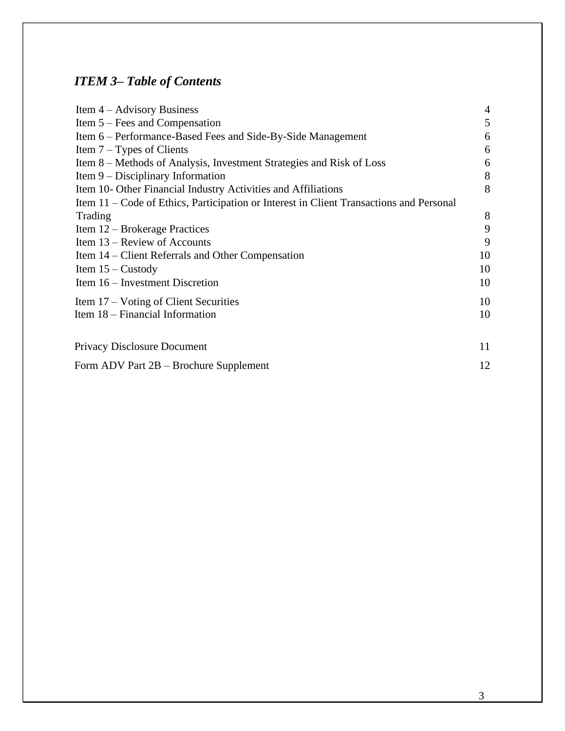## *ITEM 3– Table of Contents*

| | |
|---|---|
| Item 4 – Advisory Business | 4 |
| Item 5 – Fees and Compensation | 5 |
| Item 6 – Performance-Based Fees and Side-By-Side Management | 6 |
| Item 7 – Types of Clients | 6 |
| Item 8 – Methods of Analysis, Investment Strategies and Risk of Loss | 6 |
| Item 9 – Disciplinary Information | 8 |
| Item 10- Other Financial Industry Activities and Affiliations | 8 |
| Item 11 – Code of Ethics, Participation or Interest in Client Transactions and Personal Trading | 8 |
| Item 12 – Brokerage Practices | 9 |
| Item 13 – Review of Accounts | 9 |
| Item 14 – Client Referrals and Other Compensation | 10 |
| Item 15 – Custody | 10 |
| Item 16 – Investment Discretion | 10 |
| Item 17 – Voting of Client Securities | 10 |
| Item 18 – Financial Information | 10 |
| Privacy Disclosure Document | 11 |
| Form ADV Part 2B – Brochure Supplement | 12 |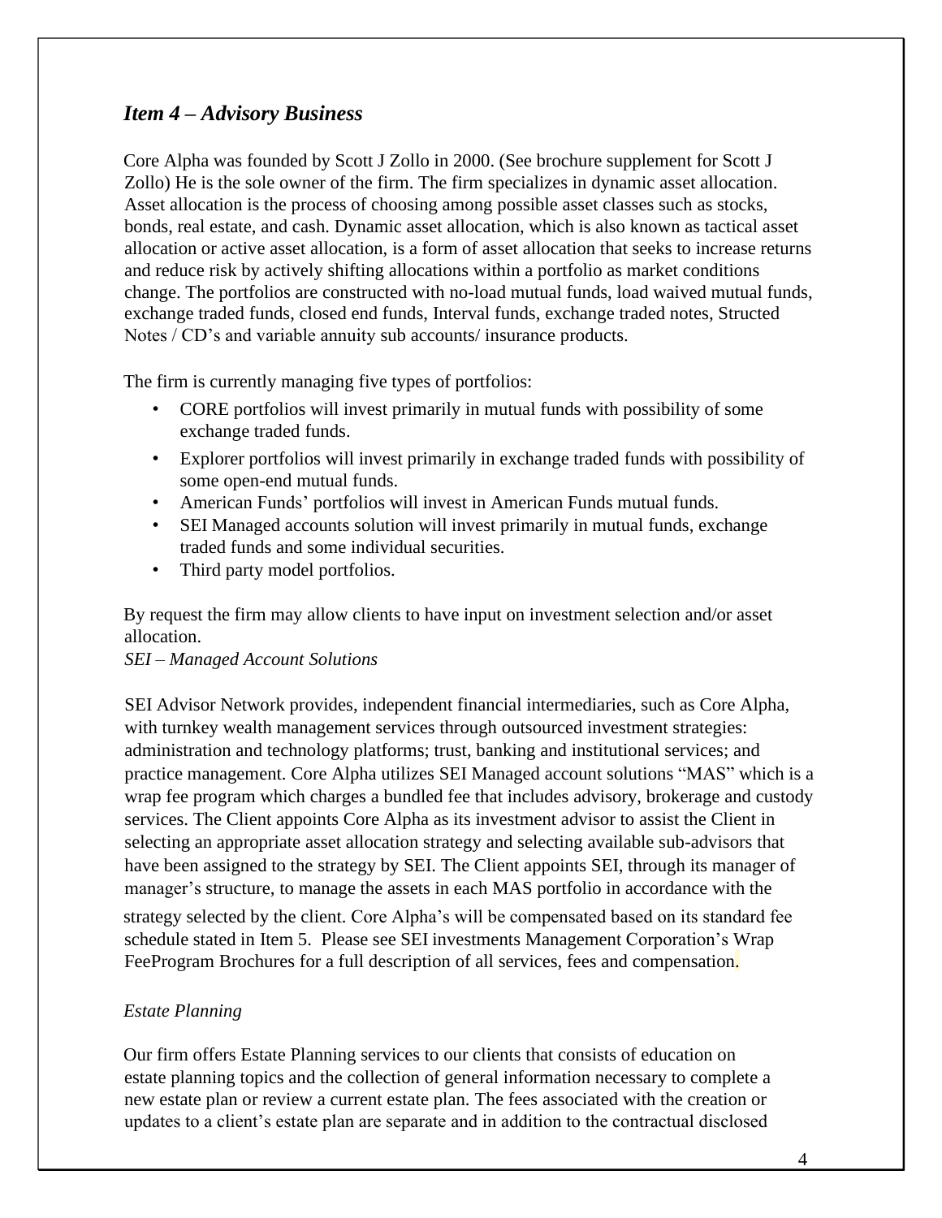## *Item 4 – Advisory Business*

Core Alpha was founded by Scott J Zollo in 2000. (See brochure supplement for Scott J Zollo) He is the sole owner of the firm. The firm specializes in dynamic asset allocation. Asset allocation is the process of choosing among possible asset classes such as stocks, bonds, real estate, and cash. Dynamic asset allocation, which is also known as tactical asset allocation or active asset allocation, is a form of asset allocation that seeks to increase returns and reduce risk by actively shifting allocations within a portfolio as market conditions change. The portfolios are constructed with no-load mutual funds, load waived mutual funds, exchange traded funds, closed end funds, Interval funds, exchange traded notes, Structed Notes / CD's and variable annuity sub accounts/ insurance products.

The firm is currently managing five types of portfolios:

- CORE portfolios will invest primarily in mutual funds with possibility of some exchange traded funds.
- Explorer portfolios will invest primarily in exchange traded funds with possibility of some open-end mutual funds.
- American Funds' portfolios will invest in American Funds mutual funds.
- SEI Managed accounts solution will invest primarily in mutual funds, exchange traded funds and some individual securities.
- Third party model portfolios.

By request the firm may allow clients to have input on investment selection and/or asset allocation.

*SEI – Managed Account Solutions*

SEI Advisor Network provides, independent financial intermediaries, such as Core Alpha, with turnkey wealth management services through outsourced investment strategies: administration and technology platforms; trust, banking and institutional services; and practice management. Core Alpha utilizes SEI Managed account solutions "MAS" which is a wrap fee program which charges a bundled fee that includes advisory, brokerage and custody services. The Client appoints Core Alpha as its investment advisor to assist the Client in selecting an appropriate asset allocation strategy and selecting available sub-advisors that have been assigned to the strategy by SEI. The Client appoints SEI, through its manager of manager's structure, to manage the assets in each MAS portfolio in accordance with the strategy selected by the client. Core Alpha's will be compensated based on its standard fee schedule stated in Item 5. Please see SEI investments Management Corporation's Wrap FeeProgram Brochures for a full description of all services, fees and compensation.

*Estate Planning*

Our firm offers Estate Planning services to our clients that consists of education on estate planning topics and the collection of general information necessary to complete a new estate plan or review a current estate plan. The fees associated with the creation or updates to a client's estate plan are separate and in addition to the contractual disclosed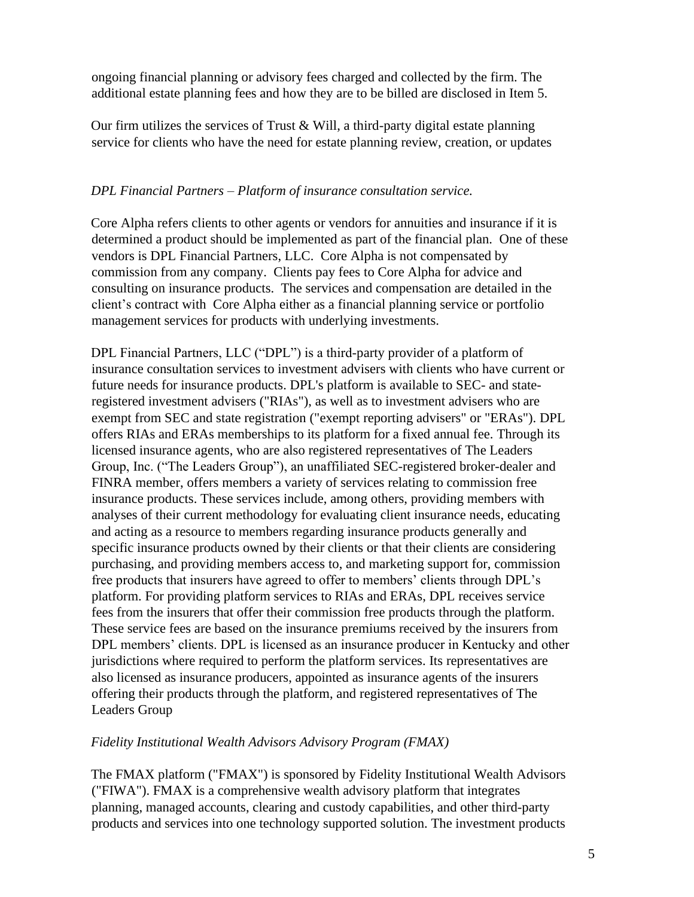ongoing financial planning or advisory fees charged and collected by the firm. The additional estate planning fees and how they are to be billed are disclosed in Item 5.

Our firm utilizes the services of Trust & Will, a third-party digital estate planning service for clients who have the need for estate planning review, creation, or updates

*DPL Financial Partners – Platform of insurance consultation service.*

Core Alpha refers clients to other agents or vendors for annuities and insurance if it is determined a product should be implemented as part of the financial plan. One of these vendors is DPL Financial Partners, LLC. Core Alpha is not compensated by commission from any company. Clients pay fees to Core Alpha for advice and consulting on insurance products. The services and compensation are detailed in the client's contract with Core Alpha either as a financial planning service or portfolio management services for products with underlying investments.

DPL Financial Partners, LLC ("DPL") is a third-party provider of a platform of insurance consultation services to investment advisers with clients who have current or future needs for insurance products. DPL's platform is available to SEC- and state-registered investment advisers ("RIAs"), as well as to investment advisers who are exempt from SEC and state registration ("exempt reporting advisers" or "ERAs"). DPL offers RIAs and ERAs memberships to its platform for a fixed annual fee. Through its licensed insurance agents, who are also registered representatives of The Leaders Group, Inc. ("The Leaders Group"), an unaffiliated SEC-registered broker-dealer and FINRA member, offers members a variety of services relating to commission free insurance products. These services include, among others, providing members with analyses of their current methodology for evaluating client insurance needs, educating and acting as a resource to members regarding insurance products generally and specific insurance products owned by their clients or that their clients are considering purchasing, and providing members access to, and marketing support for, commission free products that insurers have agreed to offer to members' clients through DPL's platform. For providing platform services to RIAs and ERAs, DPL receives service fees from the insurers that offer their commission free products through the platform. These service fees are based on the insurance premiums received by the insurers from DPL members' clients. DPL is licensed as an insurance producer in Kentucky and other jurisdictions where required to perform the platform services. Its representatives are also licensed as insurance producers, appointed as insurance agents of the insurers offering their products through the platform, and registered representatives of The Leaders Group

*Fidelity Institutional Wealth Advisors Advisory Program (FMAX)*

The FMAX platform ("FMAX") is sponsored by Fidelity Institutional Wealth Advisors ("FIWA"). FMAX is a comprehensive wealth advisory platform that integrates planning, managed accounts, clearing and custody capabilities, and other third-party products and services into one technology supported solution. The investment products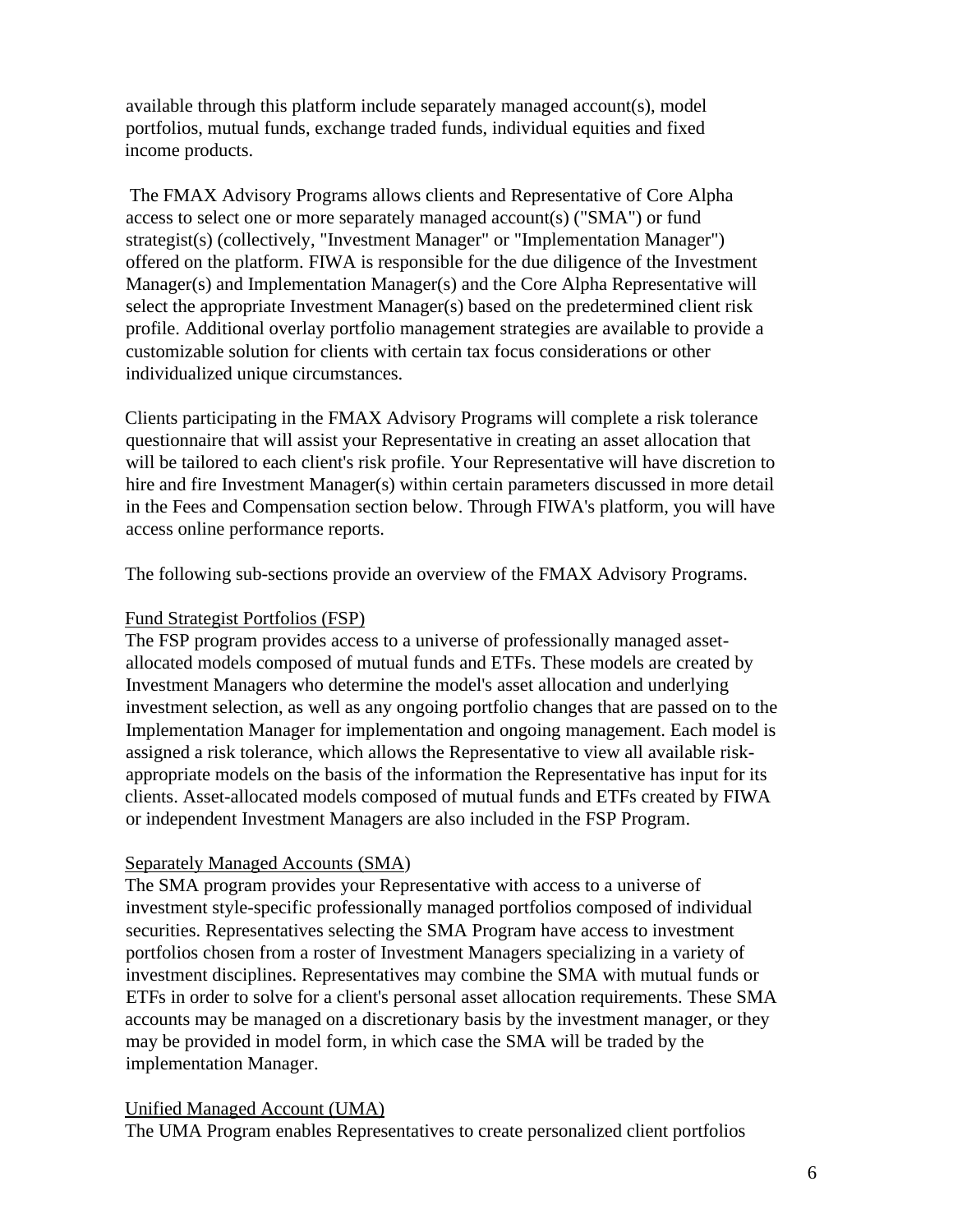available through this platform include separately managed account(s), model portfolios, mutual funds, exchange traded funds, individual equities and fixed income products.

The FMAX Advisory Programs allows clients and Representative of Core Alpha access to select one or more separately managed account(s) ("SMA") or fund strategist(s) (collectively, "Investment Manager" or "Implementation Manager") offered on the platform. FIWA is responsible for the due diligence of the Investment Manager(s) and Implementation Manager(s) and the Core Alpha Representative will select the appropriate Investment Manager(s) based on the predetermined client risk profile. Additional overlay portfolio management strategies are available to provide a customizable solution for clients with certain tax focus considerations or other individualized unique circumstances.

Clients participating in the FMAX Advisory Programs will complete a risk tolerance questionnaire that will assist your Representative in creating an asset allocation that will be tailored to each client's risk profile. Your Representative will have discretion to hire and fire Investment Manager(s) within certain parameters discussed in more detail in the Fees and Compensation section below. Through FIWA's platform, you will have access online performance reports.

The following sub-sections provide an overview of the FMAX Advisory Programs.

Fund Strategist Portfolios (FSP)

The FSP program provides access to a universe of professionally managed asset-allocated models composed of mutual funds and ETFs. These models are created by Investment Managers who determine the model's asset allocation and underlying investment selection, as well as any ongoing portfolio changes that are passed on to the Implementation Manager for implementation and ongoing management. Each model is assigned a risk tolerance, which allows the Representative to view all available risk-appropriate models on the basis of the information the Representative has input for its clients. Asset-allocated models composed of mutual funds and ETFs created by FIWA or independent Investment Managers are also included in the FSP Program.

Separately Managed Accounts (SMA)

The SMA program provides your Representative with access to a universe of investment style-specific professionally managed portfolios composed of individual securities. Representatives selecting the SMA Program have access to investment portfolios chosen from a roster of Investment Managers specializing in a variety of investment disciplines. Representatives may combine the SMA with mutual funds or ETFs in order to solve for a client's personal asset allocation requirements. These SMA accounts may be managed on a discretionary basis by the investment manager, or they may be provided in model form, in which case the SMA will be traded by the implementation Manager.

Unified Managed Account (UMA)

The UMA Program enables Representatives to create personalized client portfolios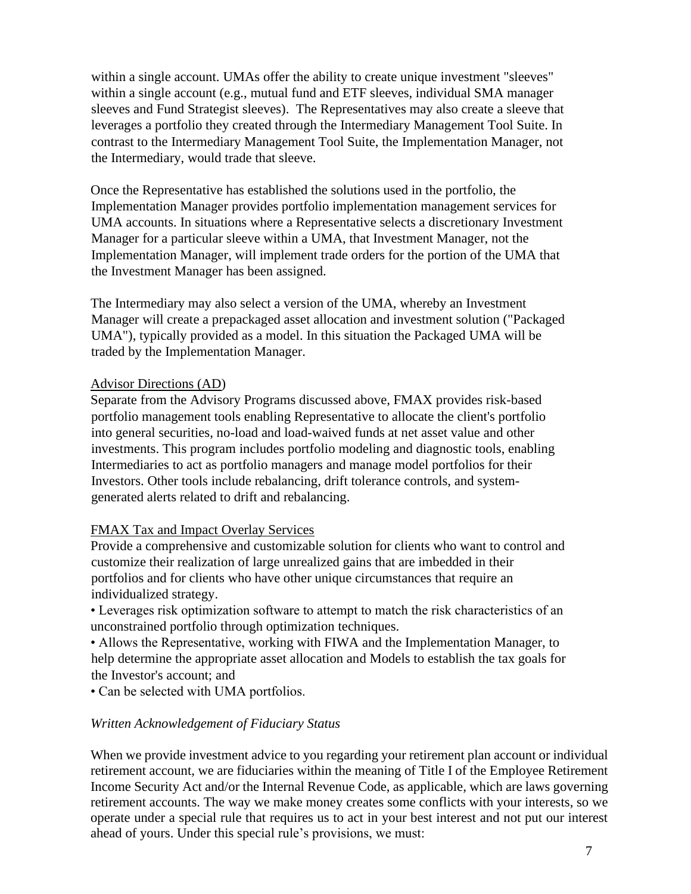within a single account. UMAs offer the ability to create unique investment "sleeves" within a single account (e.g., mutual fund and ETF sleeves, individual SMA manager sleeves and Fund Strategist sleeves). The Representatives may also create a sleeve that leverages a portfolio they created through the Intermediary Management Tool Suite. In contrast to the Intermediary Management Tool Suite, the Implementation Manager, not the Intermediary, would trade that sleeve.

Once the Representative has established the solutions used in the portfolio, the Implementation Manager provides portfolio implementation management services for UMA accounts. In situations where a Representative selects a discretionary Investment Manager for a particular sleeve within a UMA, that Investment Manager, not the Implementation Manager, will implement trade orders for the portion of the UMA that the Investment Manager has been assigned.

The Intermediary may also select a version of the UMA, whereby an Investment Manager will create a prepackaged asset allocation and investment solution ("Packaged UMA"), typically provided as a model. In this situation the Packaged UMA will be traded by the Implementation Manager.

Advisor Directions (AD)

Separate from the Advisory Programs discussed above, FMAX provides risk-based portfolio management tools enabling Representative to allocate the client's portfolio into general securities, no-load and load-waived funds at net asset value and other investments. This program includes portfolio modeling and diagnostic tools, enabling Intermediaries to act as portfolio managers and manage model portfolios for their Investors. Other tools include rebalancing, drift tolerance controls, and system-generated alerts related to drift and rebalancing.

FMAX Tax and Impact Overlay Services

Provide a comprehensive and customizable solution for clients who want to control and customize their realization of large unrealized gains that are imbedded in their portfolios and for clients who have other unique circumstances that require an individualized strategy.

- Leverages risk optimization software to attempt to match the risk characteristics of an unconstrained portfolio through optimization techniques.
- Allows the Representative, working with FIWA and the Implementation Manager, to help determine the appropriate asset allocation and Models to establish the tax goals for the Investor's account; and
- Can be selected with UMA portfolios.

*Written Acknowledgement of Fiduciary Status*

When we provide investment advice to you regarding your retirement plan account or individual retirement account, we are fiduciaries within the meaning of Title I of the Employee Retirement Income Security Act and/or the Internal Revenue Code, as applicable, which are laws governing retirement accounts. The way we make money creates some conflicts with your interests, so we operate under a special rule that requires us to act in your best interest and not put our interest ahead of yours. Under this special rule's provisions, we must: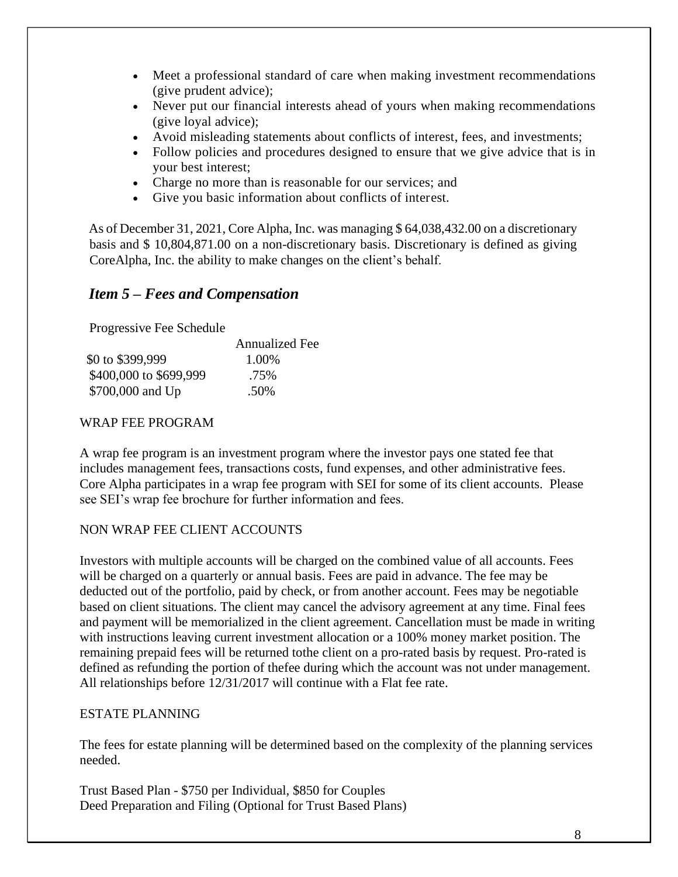- Meet a professional standard of care when making investment recommendations (give prudent advice);
- Never put our financial interests ahead of yours when making recommendations (give loyal advice);
- Avoid misleading statements about conflicts of interest, fees, and investments;
- Follow policies and procedures designed to ensure that we give advice that is in your best interest;
- Charge no more than is reasonable for our services; and
- Give you basic information about conflicts of interest.

As of December 31, 2021, Core Alpha, Inc. was managing $ 64,038,432.00 on a discretionary basis and $ 10,804,871.00 on a non-discretionary basis. Discretionary is defined as giving CoreAlpha, Inc. the ability to make changes on the client's behalf.

## *Item 5 – Fees and Compensation*

Progressive Fee Schedule

| | Annualized Fee |
|---|---|
| $0 to $399,999 | 1.00% |
| $400,000 to $699,999 | .75% |
| $700,000 and Up | .50% |

WRAP FEE PROGRAM

A wrap fee program is an investment program where the investor pays one stated fee that includes management fees, transactions costs, fund expenses, and other administrative fees. Core Alpha participates in a wrap fee program with SEI for some of its client accounts. Please see SEI's wrap fee brochure for further information and fees.

NON WRAP FEE CLIENT ACCOUNTS

Investors with multiple accounts will be charged on the combined value of all accounts. Fees will be charged on a quarterly or annual basis. Fees are paid in advance. The fee may be deducted out of the portfolio, paid by check, or from another account. Fees may be negotiable based on client situations. The client may cancel the advisory agreement at any time. Final fees and payment will be memorialized in the client agreement. Cancellation must be made in writing with instructions leaving current investment allocation or a 100% money market position. The remaining prepaid fees will be returned tothe client on a pro-rated basis by request. Pro-rated is defined as refunding the portion of thefee during which the account was not under management. All relationships before 12/31/2017 will continue with a Flat fee rate.

ESTATE PLANNING

The fees for estate planning will be determined based on the complexity of the planning services needed.

Trust Based Plan - $750 per Individual, $850 for Couples
Deed Preparation and Filing (Optional for Trust Based Plans)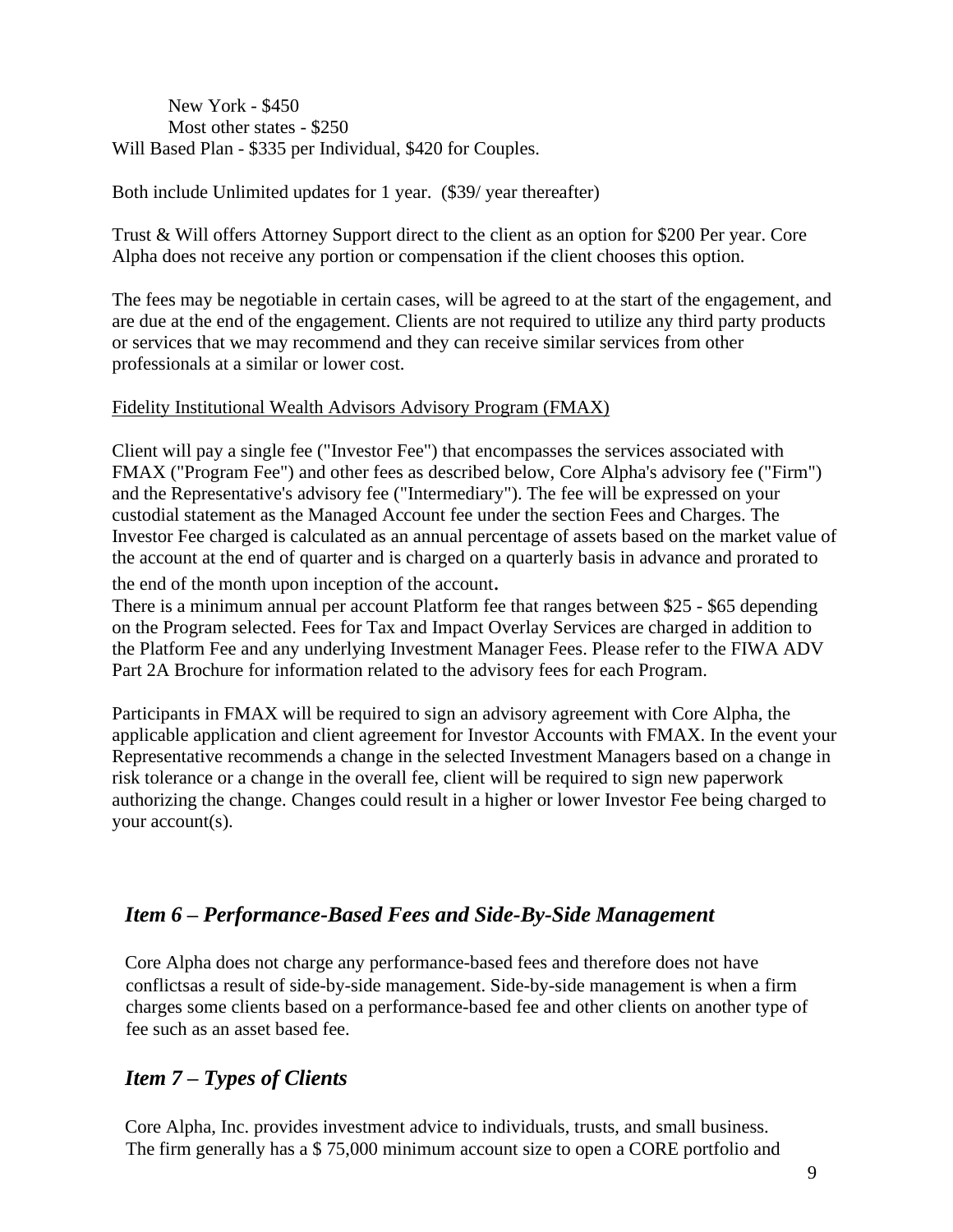New York - $450
Most other states - $250

Will Based Plan - $335 per Individual, $420 for Couples.

Both include Unlimited updates for 1 year. ($39/ year thereafter)

Trust & Will offers Attorney Support direct to the client as an option for $200 Per year. Core Alpha does not receive any portion or compensation if the client chooses this option.

The fees may be negotiable in certain cases, will be agreed to at the start of the engagement, and are due at the end of the engagement. Clients are not required to utilize any third party products or services that we may recommend and they can receive similar services from other professionals at a similar or lower cost.

Fidelity Institutional Wealth Advisors Advisory Program (FMAX)

Client will pay a single fee ("Investor Fee") that encompasses the services associated with FMAX ("Program Fee") and other fees as described below, Core Alpha's advisory fee ("Firm") and the Representative's advisory fee ("Intermediary"). The fee will be expressed on your custodial statement as the Managed Account fee under the section Fees and Charges. The Investor Fee charged is calculated as an annual percentage of assets based on the market value of the account at the end of quarter and is charged on a quarterly basis in advance and prorated to the end of the month upon inception of the account.

There is a minimum annual per account Platform fee that ranges between $25 - $65 depending on the Program selected. Fees for Tax and Impact Overlay Services are charged in addition to the Platform Fee and any underlying Investment Manager Fees. Please refer to the FIWA ADV Part 2A Brochure for information related to the advisory fees for each Program.

Participants in FMAX will be required to sign an advisory agreement with Core Alpha, the applicable application and client agreement for Investor Accounts with FMAX. In the event your Representative recommends a change in the selected Investment Managers based on a change in risk tolerance or a change in the overall fee, client will be required to sign new paperwork authorizing the change. Changes could result in a higher or lower Investor Fee being charged to your account(s).

## *Item 6 – Performance-Based Fees and Side-By-Side Management*

Core Alpha does not charge any performance-based fees and therefore does not have conflictsas a result of side-by-side management. Side-by-side management is when a firm charges some clients based on a performance-based fee and other clients on another type of fee such as an asset based fee.

## *Item 7 – Types of Clients*

Core Alpha, Inc. provides investment advice to individuals, trusts, and small business. The firm generally has a $ 75,000 minimum account size to open a CORE portfolio and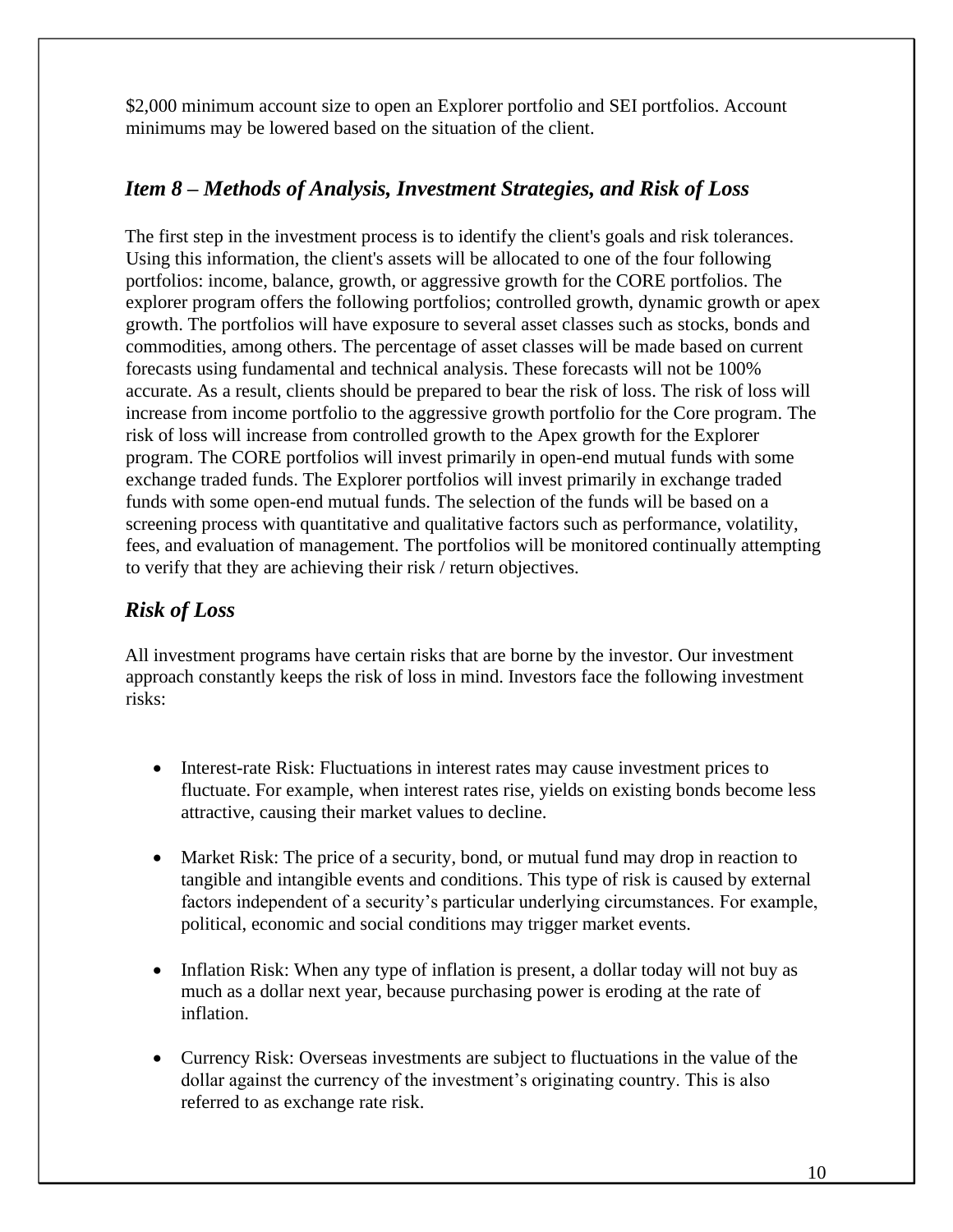$2,000 minimum account size to open an Explorer portfolio and SEI portfolios. Account minimums may be lowered based on the situation of the client.

## *Item 8 – Methods of Analysis, Investment Strategies, and Risk of Loss*

The first step in the investment process is to identify the client's goals and risk tolerances. Using this information, the client's assets will be allocated to one of the four following portfolios: income, balance, growth, or aggressive growth for the CORE portfolios. The explorer program offers the following portfolios; controlled growth, dynamic growth or apex growth. The portfolios will have exposure to several asset classes such as stocks, bonds and commodities, among others. The percentage of asset classes will be made based on current forecasts using fundamental and technical analysis. These forecasts will not be 100% accurate. As a result, clients should be prepared to bear the risk of loss. The risk of loss will increase from income portfolio to the aggressive growth portfolio for the Core program. The risk of loss will increase from controlled growth to the Apex growth for the Explorer program. The CORE portfolios will invest primarily in open-end mutual funds with some exchange traded funds. The Explorer portfolios will invest primarily in exchange traded funds with some open-end mutual funds. The selection of the funds will be based on a screening process with quantitative and qualitative factors such as performance, volatility, fees, and evaluation of management. The portfolios will be monitored continually attempting to verify that they are achieving their risk / return objectives.

## *Risk of Loss*

All investment programs have certain risks that are borne by the investor. Our investment approach constantly keeps the risk of loss in mind. Investors face the following investment risks:

- Interest-rate Risk: Fluctuations in interest rates may cause investment prices to fluctuate. For example, when interest rates rise, yields on existing bonds become less attractive, causing their market values to decline.
- Market Risk: The price of a security, bond, or mutual fund may drop in reaction to tangible and intangible events and conditions. This type of risk is caused by external factors independent of a security's particular underlying circumstances. For example, political, economic and social conditions may trigger market events.
- Inflation Risk: When any type of inflation is present, a dollar today will not buy as much as a dollar next year, because purchasing power is eroding at the rate of inflation.
- Currency Risk: Overseas investments are subject to fluctuations in the value of the dollar against the currency of the investment's originating country. This is also referred to as exchange rate risk.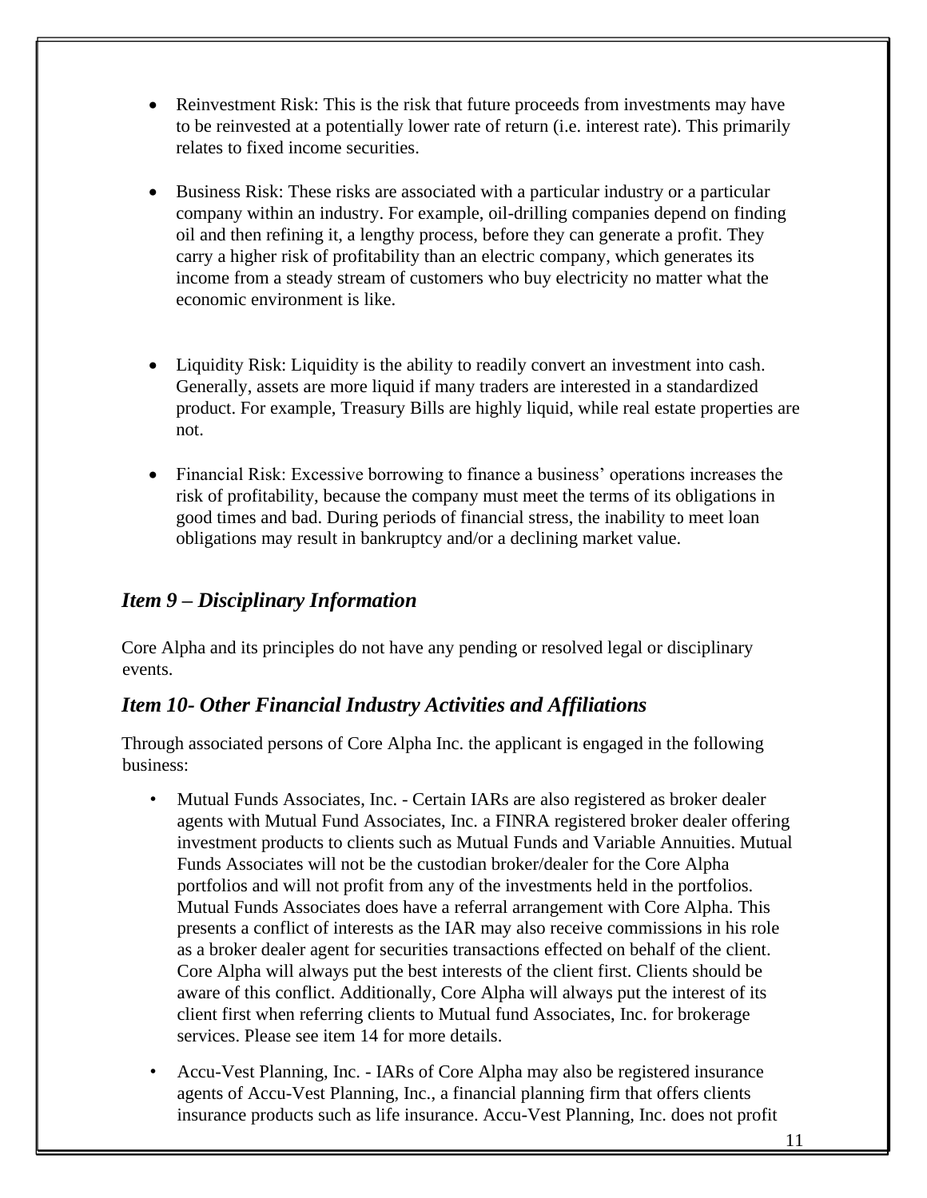- Reinvestment Risk: This is the risk that future proceeds from investments may have to be reinvested at a potentially lower rate of return (i.e. interest rate). This primarily relates to fixed income securities.

- Business Risk: These risks are associated with a particular industry or a particular company within an industry. For example, oil-drilling companies depend on finding oil and then refining it, a lengthy process, before they can generate a profit. They carry a higher risk of profitability than an electric company, which generates its income from a steady stream of customers who buy electricity no matter what the economic environment is like.

- Liquidity Risk: Liquidity is the ability to readily convert an investment into cash. Generally, assets are more liquid if many traders are interested in a standardized product. For example, Treasury Bills are highly liquid, while real estate properties are not.

- Financial Risk: Excessive borrowing to finance a business' operations increases the risk of profitability, because the company must meet the terms of its obligations in good times and bad. During periods of financial stress, the inability to meet loan obligations may result in bankruptcy and/or a declining market value.

## *Item 9 – Disciplinary Information*

Core Alpha and its principles do not have any pending or resolved legal or disciplinary events.

## *Item 10- Other Financial Industry Activities and Affiliations*

Through associated persons of Core Alpha Inc. the applicant is engaged in the following business:

- Mutual Funds Associates, Inc. - Certain IARs are also registered as broker dealer agents with Mutual Fund Associates, Inc. a FINRA registered broker dealer offering investment products to clients such as Mutual Funds and Variable Annuities. Mutual Funds Associates will not be the custodian broker/dealer for the Core Alpha portfolios and will not profit from any of the investments held in the portfolios. Mutual Funds Associates does have a referral arrangement with Core Alpha. This presents a conflict of interests as the IAR may also receive commissions in his role as a broker dealer agent for securities transactions effected on behalf of the client. Core Alpha will always put the best interests of the client first. Clients should be aware of this conflict. Additionally, Core Alpha will always put the interest of its client first when referring clients to Mutual fund Associates, Inc. for brokerage services. Please see item 14 for more details.

- Accu-Vest Planning, Inc. - IARs of Core Alpha may also be registered insurance agents of Accu-Vest Planning, Inc., a financial planning firm that offers clients insurance products such as life insurance. Accu-Vest Planning, Inc. does not profit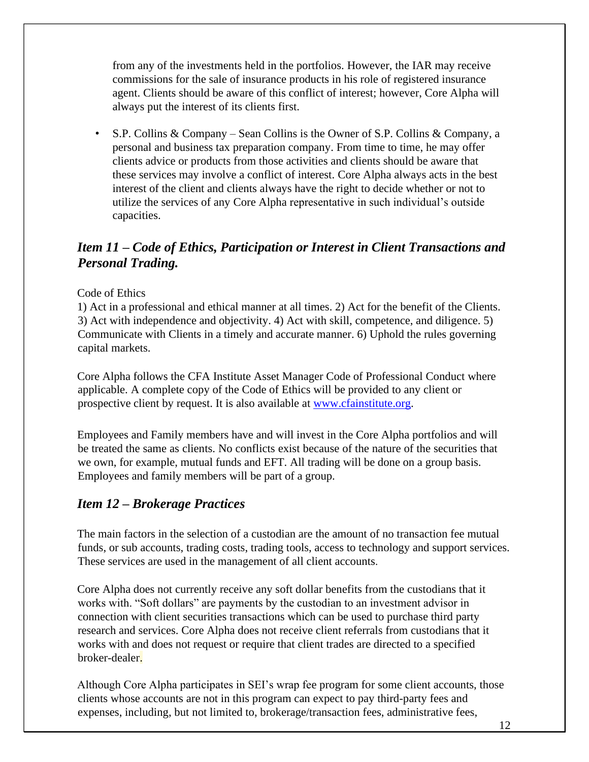from any of the investments held in the portfolios. However, the IAR may receive commissions for the sale of insurance products in his role of registered insurance agent. Clients should be aware of this conflict of interest; however, Core Alpha will always put the interest of its clients first.

- S.P. Collins & Company – Sean Collins is the Owner of S.P. Collins & Company, a personal and business tax preparation company. From time to time, he may offer clients advice or products from those activities and clients should be aware that these services may involve a conflict of interest. Core Alpha always acts in the best interest of the client and clients always have the right to decide whether or not to utilize the services of any Core Alpha representative in such individual's outside capacities.

## *Item 11 – Code of Ethics, Participation or Interest in Client Transactions and Personal Trading.*

Code of Ethics

1) Act in a professional and ethical manner at all times. 2) Act for the benefit of the Clients. 3) Act with independence and objectivity. 4) Act with skill, competence, and diligence. 5) Communicate with Clients in a timely and accurate manner. 6) Uphold the rules governing capital markets.

Core Alpha follows the CFA Institute Asset Manager Code of Professional Conduct where applicable. A complete copy of the Code of Ethics will be provided to any client or prospective client by request. It is also available at www.cfainstitute.org.

Employees and Family members have and will invest in the Core Alpha portfolios and will be treated the same as clients. No conflicts exist because of the nature of the securities that we own, for example, mutual funds and EFT. All trading will be done on a group basis. Employees and family members will be part of a group.

## *Item 12 – Brokerage Practices*

The main factors in the selection of a custodian are the amount of no transaction fee mutual funds, or sub accounts, trading costs, trading tools, access to technology and support services. These services are used in the management of all client accounts.

Core Alpha does not currently receive any soft dollar benefits from the custodians that it works with. "Soft dollars" are payments by the custodian to an investment advisor in connection with client securities transactions which can be used to purchase third party research and services. Core Alpha does not receive client referrals from custodians that it works with and does not request or require that client trades are directed to a specified broker-dealer.

Although Core Alpha participates in SEI's wrap fee program for some client accounts, those clients whose accounts are not in this program can expect to pay third-party fees and expenses, including, but not limited to, brokerage/transaction fees, administrative fees,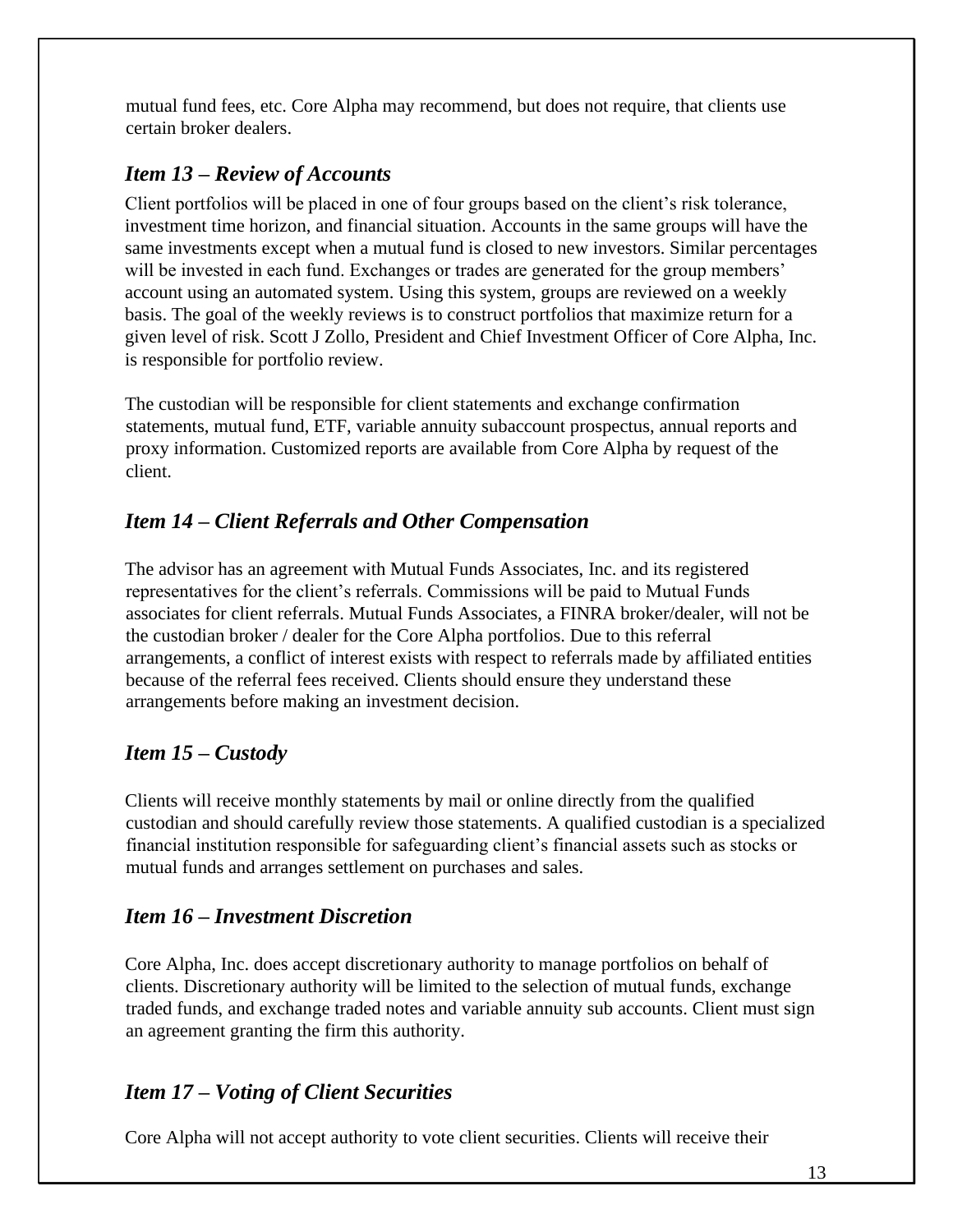mutual fund fees, etc. Core Alpha may recommend, but does not require, that clients use certain broker dealers.

## *Item 13 – Review of Accounts*

Client portfolios will be placed in one of four groups based on the client's risk tolerance, investment time horizon, and financial situation. Accounts in the same groups will have the same investments except when a mutual fund is closed to new investors. Similar percentages will be invested in each fund. Exchanges or trades are generated for the group members' account using an automated system. Using this system, groups are reviewed on a weekly basis. The goal of the weekly reviews is to construct portfolios that maximize return for a given level of risk. Scott J Zollo, President and Chief Investment Officer of Core Alpha, Inc. is responsible for portfolio review.

The custodian will be responsible for client statements and exchange confirmation statements, mutual fund, ETF, variable annuity subaccount prospectus, annual reports and proxy information. Customized reports are available from Core Alpha by request of the client.

## *Item 14 – Client Referrals and Other Compensation*

The advisor has an agreement with Mutual Funds Associates, Inc. and its registered representatives for the client's referrals. Commissions will be paid to Mutual Funds associates for client referrals. Mutual Funds Associates, a FINRA broker/dealer, will not be the custodian broker / dealer for the Core Alpha portfolios. Due to this referral arrangements, a conflict of interest exists with respect to referrals made by affiliated entities because of the referral fees received. Clients should ensure they understand these arrangements before making an investment decision.

## *Item 15 – Custody*

Clients will receive monthly statements by mail or online directly from the qualified custodian and should carefully review those statements. A qualified custodian is a specialized financial institution responsible for safeguarding client's financial assets such as stocks or mutual funds and arranges settlement on purchases and sales.

## *Item 16 – Investment Discretion*

Core Alpha, Inc. does accept discretionary authority to manage portfolios on behalf of clients. Discretionary authority will be limited to the selection of mutual funds, exchange traded funds, and exchange traded notes and variable annuity sub accounts. Client must sign an agreement granting the firm this authority.

## *Item 17 – Voting of Client Securities*

Core Alpha will not accept authority to vote client securities. Clients will receive their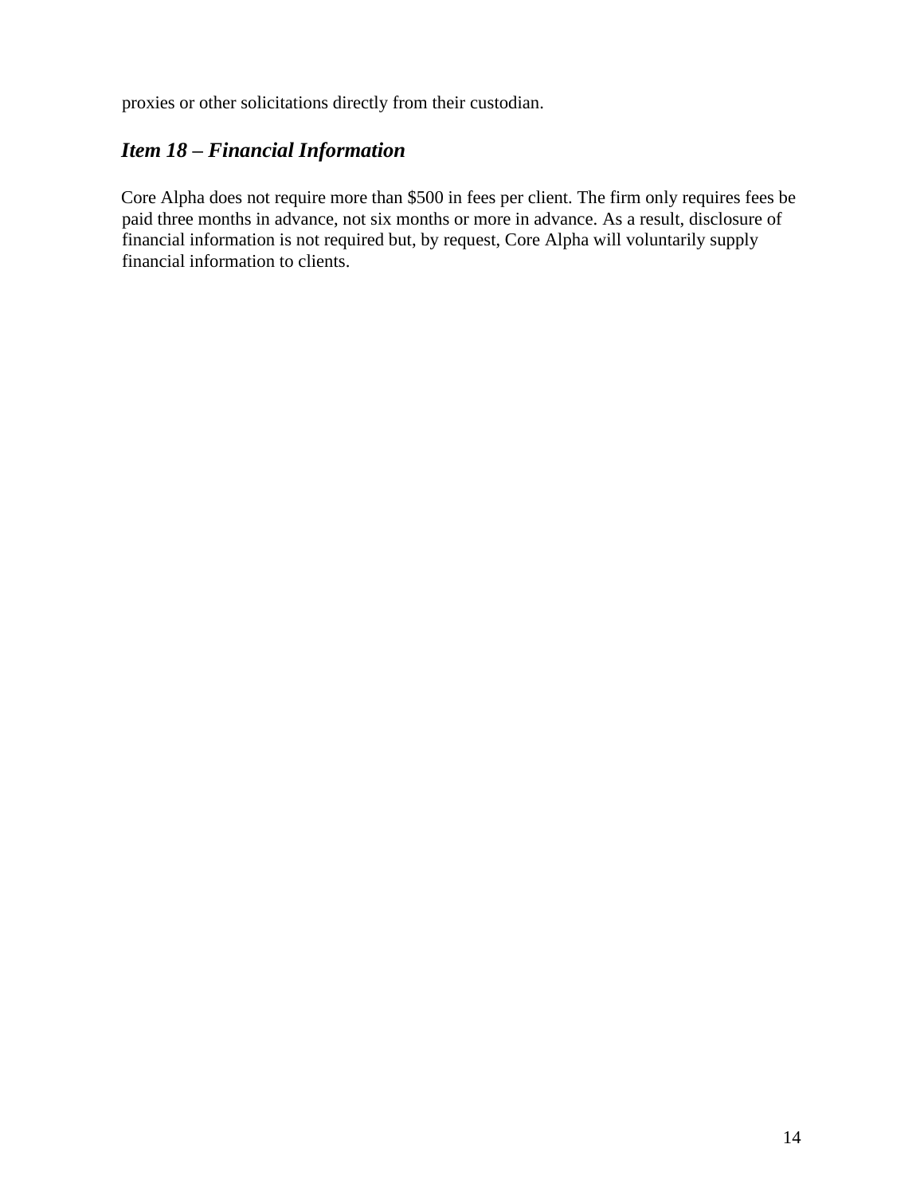proxies or other solicitations directly from their custodian.

## *Item 18 – Financial Information*

Core Alpha does not require more than $500 in fees per client. The firm only requires fees be paid three months in advance, not six months or more in advance. As a result, disclosure of financial information is not required but, by request, Core Alpha will voluntarily supply financial information to clients.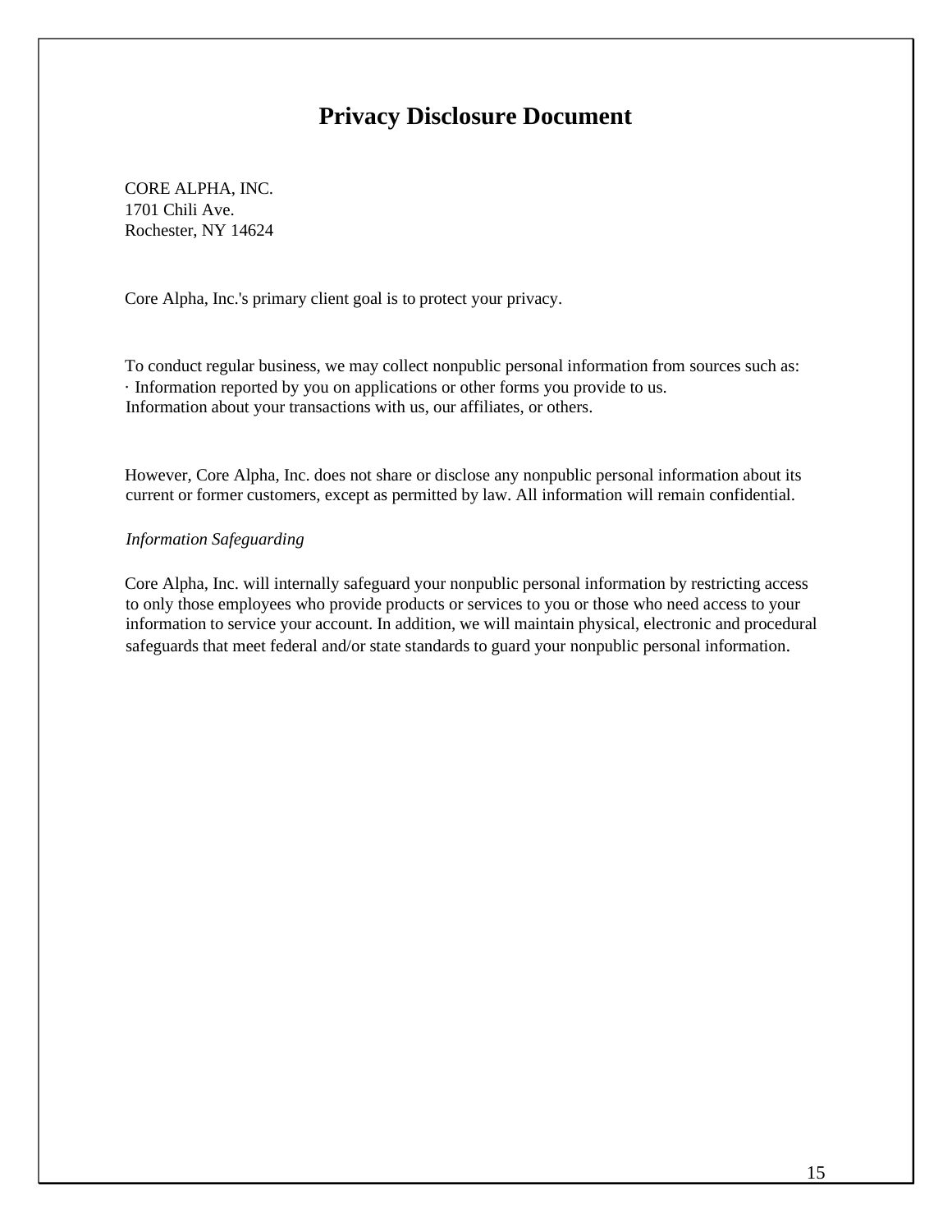# Privacy Disclosure Document

CORE ALPHA, INC.
1701 Chili Ave.
Rochester, NY 14624

Core Alpha, Inc.'s primary client goal is to protect your privacy.

To conduct regular business, we may collect nonpublic personal information from sources such as:
· Information reported by you on applications or other forms you provide to us.
Information about your transactions with us, our affiliates, or others.

However, Core Alpha, Inc. does not share or disclose any nonpublic personal information about its current or former customers, except as permitted by law. All information will remain confidential.

*Information Safeguarding*

Core Alpha, Inc. will internally safeguard your nonpublic personal information by restricting access to only those employees who provide products or services to you or those who need access to your information to service your account. In addition, we will maintain physical, electronic and procedural safeguards that meet federal and/or state standards to guard your nonpublic personal information.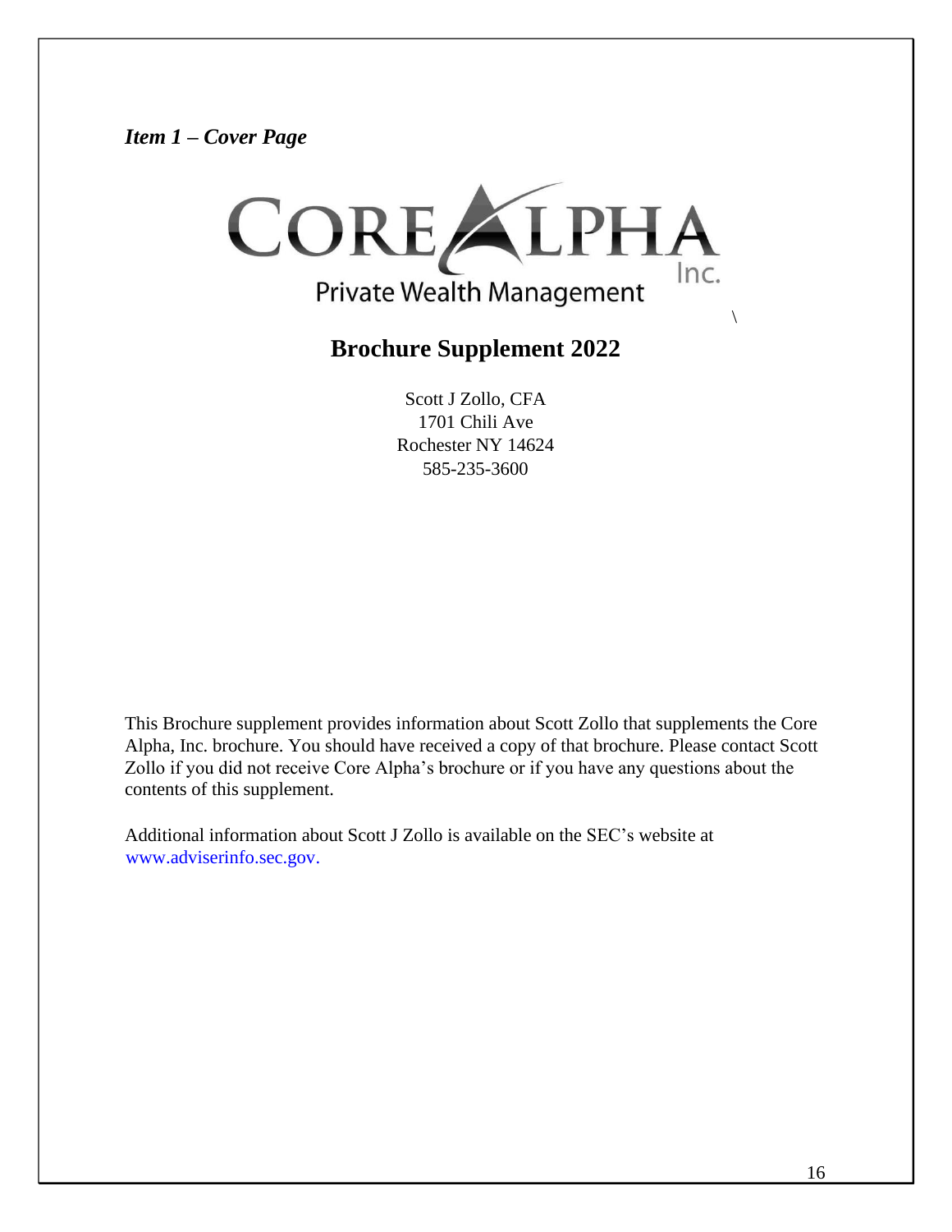*Item 1 – Cover Page*

CORE ALPHA Inc.

Private Wealth Management

## Brochure Supplement 2022

Scott J Zollo, CFA
1701 Chili Ave
Rochester NY 14624
585-235-3600

This Brochure supplement provides information about Scott Zollo that supplements the Core Alpha, Inc. brochure. You should have received a copy of that brochure. Please contact Scott Zollo if you did not receive Core Alpha's brochure or if you have any questions about the contents of this supplement.

Additional information about Scott J Zollo is available on the SEC's website at www.adviserinfo.sec.gov.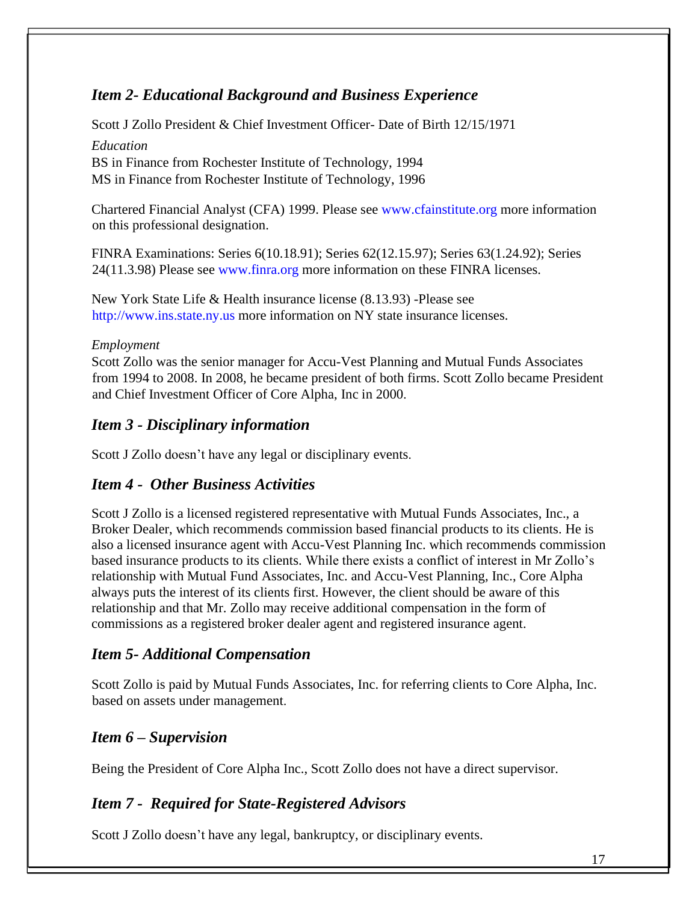## *Item 2- Educational Background and Business Experience*

Scott J Zollo President & Chief Investment Officer- Date of Birth 12/15/1971

*Education*

BS in Finance from Rochester Institute of Technology, 1994
MS in Finance from Rochester Institute of Technology, 1996

Chartered Financial Analyst (CFA) 1999. Please see www.cfainstitute.org more information on this professional designation.

FINRA Examinations: Series 6(10.18.91); Series 62(12.15.97); Series 63(1.24.92); Series 24(11.3.98) Please see www.finra.org more information on these FINRA licenses.

New York State Life & Health insurance license (8.13.93) -Please see http://www.ins.state.ny.us more information on NY state insurance licenses.

*Employment*

Scott Zollo was the senior manager for Accu-Vest Planning and Mutual Funds Associates from 1994 to 2008. In 2008, he became president of both firms. Scott Zollo became President and Chief Investment Officer of Core Alpha, Inc in 2000.

## *Item 3 - Disciplinary information*

Scott J Zollo doesn't have any legal or disciplinary events.

## *Item 4 - Other Business Activities*

Scott J Zollo is a licensed registered representative with Mutual Funds Associates, Inc., a Broker Dealer, which recommends commission based financial products to its clients. He is also a licensed insurance agent with Accu-Vest Planning Inc. which recommends commission based insurance products to its clients. While there exists a conflict of interest in Mr Zollo's relationship with Mutual Fund Associates, Inc. and Accu-Vest Planning, Inc., Core Alpha always puts the interest of its clients first. However, the client should be aware of this relationship and that Mr. Zollo may receive additional compensation in the form of commissions as a registered broker dealer agent and registered insurance agent.

## *Item 5- Additional Compensation*

Scott Zollo is paid by Mutual Funds Associates, Inc. for referring clients to Core Alpha, Inc. based on assets under management.

## *Item 6 – Supervision*

Being the President of Core Alpha Inc., Scott Zollo does not have a direct supervisor.

## *Item 7 - Required for State-Registered Advisors*

Scott J Zollo doesn't have any legal, bankruptcy, or disciplinary events.